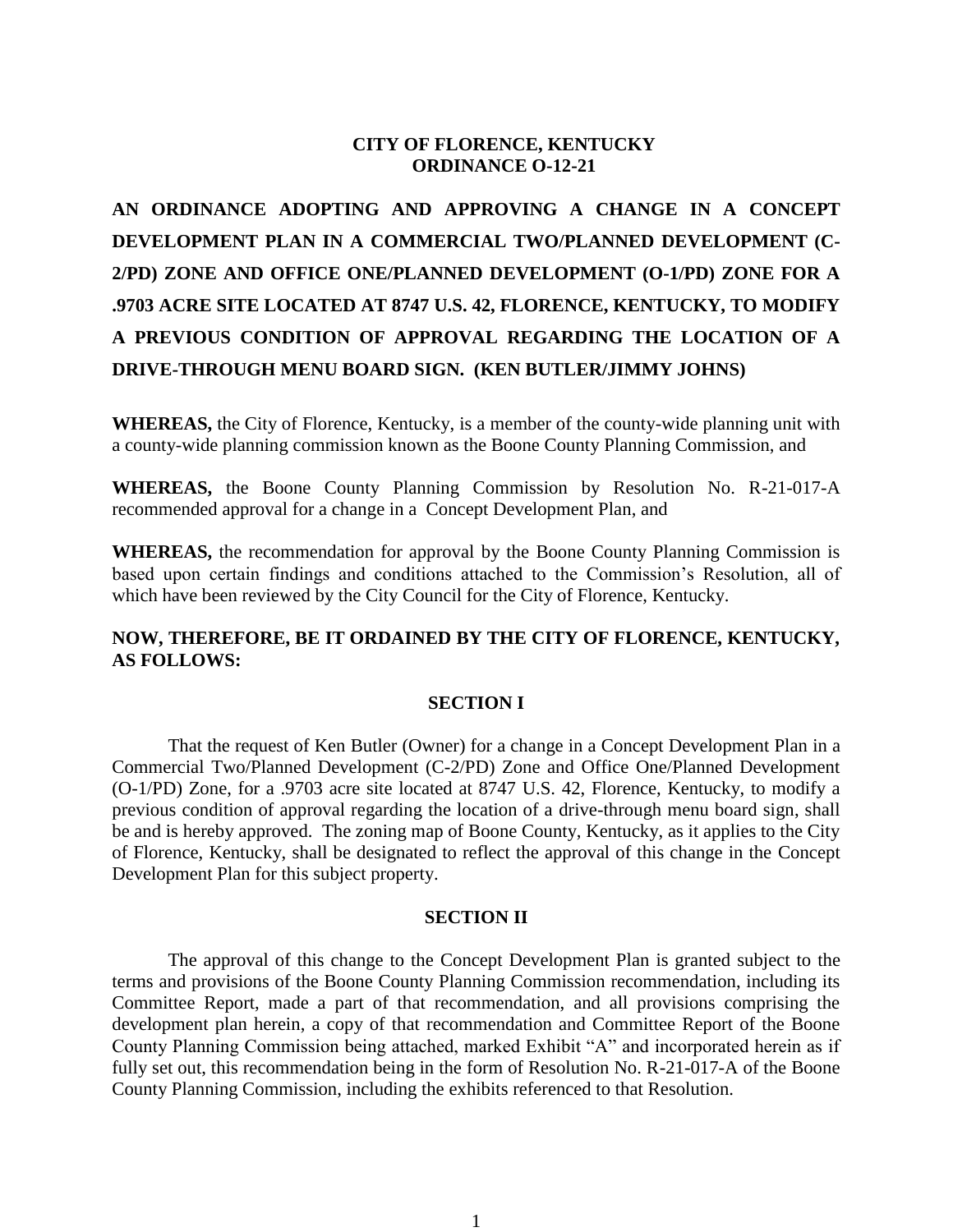**CITY OF FLORENCE, KENTUCKY**
**ORDINANCE O-12-21**

**AN ORDINANCE ADOPTING AND APPROVING A CHANGE IN A CONCEPT DEVELOPMENT PLAN IN A COMMERCIAL TWO/PLANNED DEVELOPMENT (C-2/PD) ZONE AND OFFICE ONE/PLANNED DEVELOPMENT (O-1/PD) ZONE FOR A .9703 ACRE SITE LOCATED AT 8747 U.S. 42, FLORENCE, KENTUCKY, TO MODIFY A PREVIOUS CONDITION OF APPROVAL REGARDING THE LOCATION OF A DRIVE-THROUGH MENU BOARD SIGN. (KEN BUTLER/JIMMY JOHNS)**

**WHEREAS,** the City of Florence, Kentucky, is a member of the county-wide planning unit with a county-wide planning commission known as the Boone County Planning Commission, and

**WHEREAS,** the Boone County Planning Commission by Resolution No. R-21-017-A recommended approval for a change in a Concept Development Plan, and

**WHEREAS,** the recommendation for approval by the Boone County Planning Commission is based upon certain findings and conditions attached to the Commission's Resolution, all of which have been reviewed by the City Council for the City of Florence, Kentucky.

**NOW, THEREFORE, BE IT ORDAINED BY THE CITY OF FLORENCE, KENTUCKY, AS FOLLOWS:**

**SECTION I**

That the request of Ken Butler (Owner) for a change in a Concept Development Plan in a Commercial Two/Planned Development (C-2/PD) Zone and Office One/Planned Development (O-1/PD) Zone, for a .9703 acre site located at 8747 U.S. 42, Florence, Kentucky, to modify a previous condition of approval regarding the location of a drive-through menu board sign, shall be and is hereby approved. The zoning map of Boone County, Kentucky, as it applies to the City of Florence, Kentucky, shall be designated to reflect the approval of this change in the Concept Development Plan for this subject property.

**SECTION II**

The approval of this change to the Concept Development Plan is granted subject to the terms and provisions of the Boone County Planning Commission recommendation, including its Committee Report, made a part of that recommendation, and all provisions comprising the development plan herein, a copy of that recommendation and Committee Report of the Boone County Planning Commission being attached, marked Exhibit "A" and incorporated herein as if fully set out, this recommendation being in the form of Resolution No. R-21-017-A of the Boone County Planning Commission, including the exhibits referenced to that Resolution.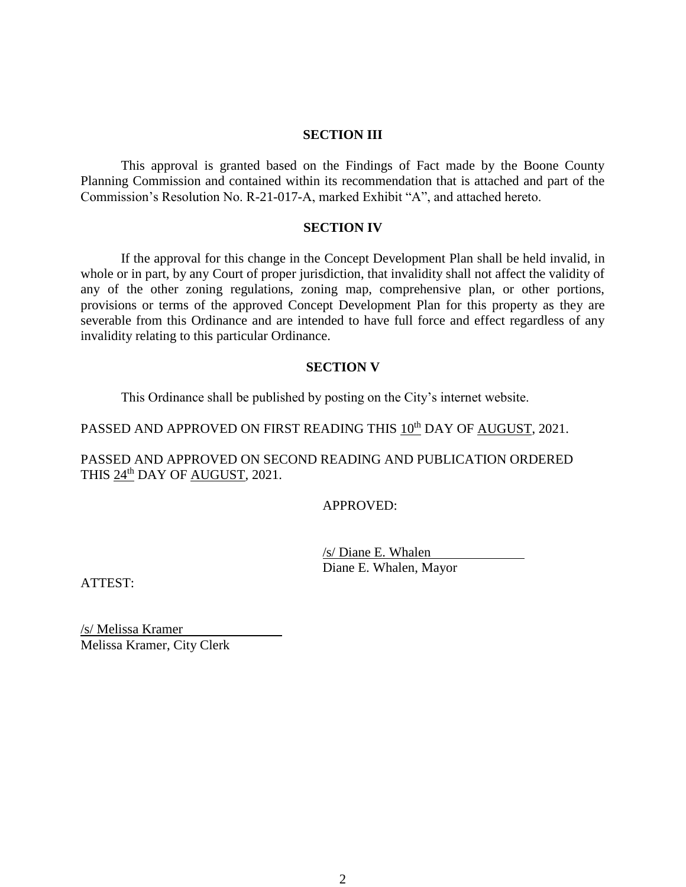## SECTION III

This approval is granted based on the Findings of Fact made by the Boone County Planning Commission and contained within its recommendation that is attached and part of the Commission's Resolution No. R-21-017-A, marked Exhibit "A", and attached hereto.

## SECTION IV

If the approval for this change in the Concept Development Plan shall be held invalid, in whole or in part, by any Court of proper jurisdiction, that invalidity shall not affect the validity of any of the other zoning regulations, zoning map, comprehensive plan, or other portions, provisions or terms of the approved Concept Development Plan for this property as they are severable from this Ordinance and are intended to have full force and effect regardless of any invalidity relating to this particular Ordinance.

## SECTION V

This Ordinance shall be published by posting on the City's internet website.

PASSED AND APPROVED ON FIRST READING THIS 10th DAY OF AUGUST, 2021.

PASSED AND APPROVED ON SECOND READING AND PUBLICATION ORDERED THIS 24th DAY OF AUGUST, 2021.

APPROVED:

/s/ Diane E. Whalen
Diane E. Whalen, Mayor

ATTEST:

/s/ Melissa Kramer
Melissa Kramer, City Clerk